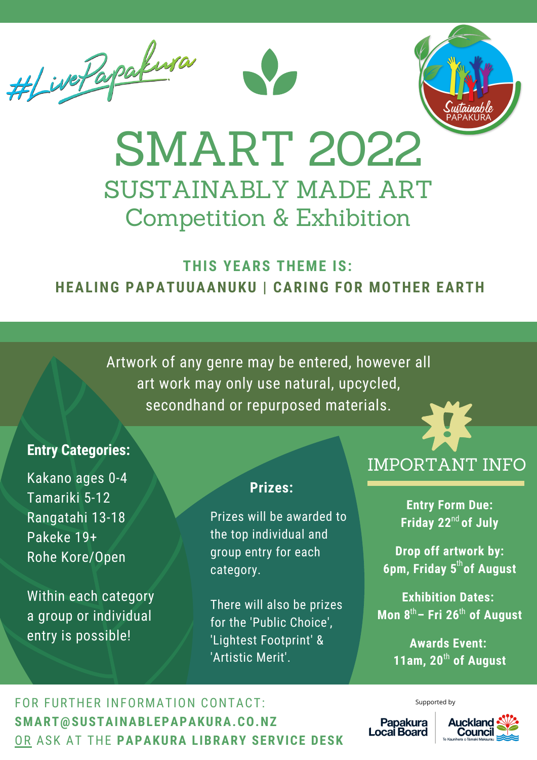#LivePapakura

Sustainable PAPAKURA

# SMART 2022

## SUSTAINABLY MADE ART
## Competition & Exhibition

**THIS YEARS THEME IS:**
**HEALING PAPATUUAANUKU | CARING FOR MOTHER EARTH**

Artwork of any genre may be entered, however all art work may only use natural, upcycled, secondhand or repurposed materials.

**Entry Categories:**

Kakano ages 0-4
Tamariki 5-12
Rangatahi 13-18
Pakeke 19+
Rohe Kore/Open

Within each category a group or individual entry is possible!

**Prizes:**

Prizes will be awarded to the top individual and group entry for each category.

There will also be prizes for the 'Public Choice', 'Lightest Footprint' & 'Artistic Merit'.

## IMPORTANT INFO

**Entry Form Due:**
**Friday 22nd of July**

**Drop off artwork by:**
**6pm, Friday 5th of August**

**Exhibition Dates:**
**Mon 8th – Fri 26th of August**

**Awards Event:**
**11am, 20th of August**

FOR FURTHER INFORMATION CONTACT:
**SMART@SUSTAINABLEPAPAKURA.CO.NZ**
OR ASK AT THE **PAPAKURA LIBRARY SERVICE DESK**

Supported by
Papakura Local Board
Auckland Council
Te Kaunihera o Tāmaki Makaurau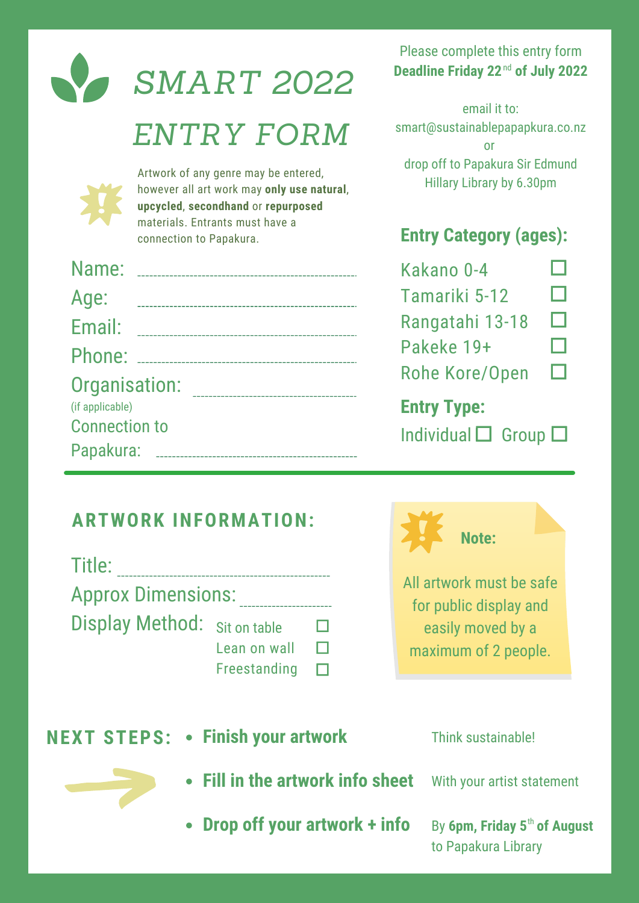# SMART 2022 ENTRY FORM

Artwork of any genre may be entered, however all art work may **only use natural**, **upcycled**, **secondhand** or **repurposed** materials. Entrants must have a connection to Papakura.

Name: ______________________

Age: ______________________

Email: ______________________

Phone: ______________________

Organisation: ______________________
(if applicable)

Connection to Papakura: ______________________

Please complete this entry form
**Deadline Friday 22nd of July 2022**

email it to:
smart@sustainablepapapkura.co.nz
or
drop off to Papakura Sir Edmund Hillary Library by 6.30pm

**Entry Category (ages):**

- Kakano 0-4 ☐
- Tamariki 5-12 ☐
- Rangatahi 13-18 ☐
- Pakeke 19+ ☐
- Rohe Kore/Open ☐

**Entry Type:**

Individual ☐ Group ☐

## ARTWORK INFORMATION:

Title: ______________________

Approx Dimensions: ______________________

Display Method:
- Sit on table ☐
- Lean on wall ☐
- Freestanding ☐

**Note:**

All artwork must be safe for public display and easily moved by a maximum of 2 people.

## NEXT STEPS:

- **Finish your artwork** — Think sustainable!
- **Fill in the artwork info sheet** — With your artist statement
- **Drop off your artwork + info** — By **6pm, Friday 5th of August** to Papakura Library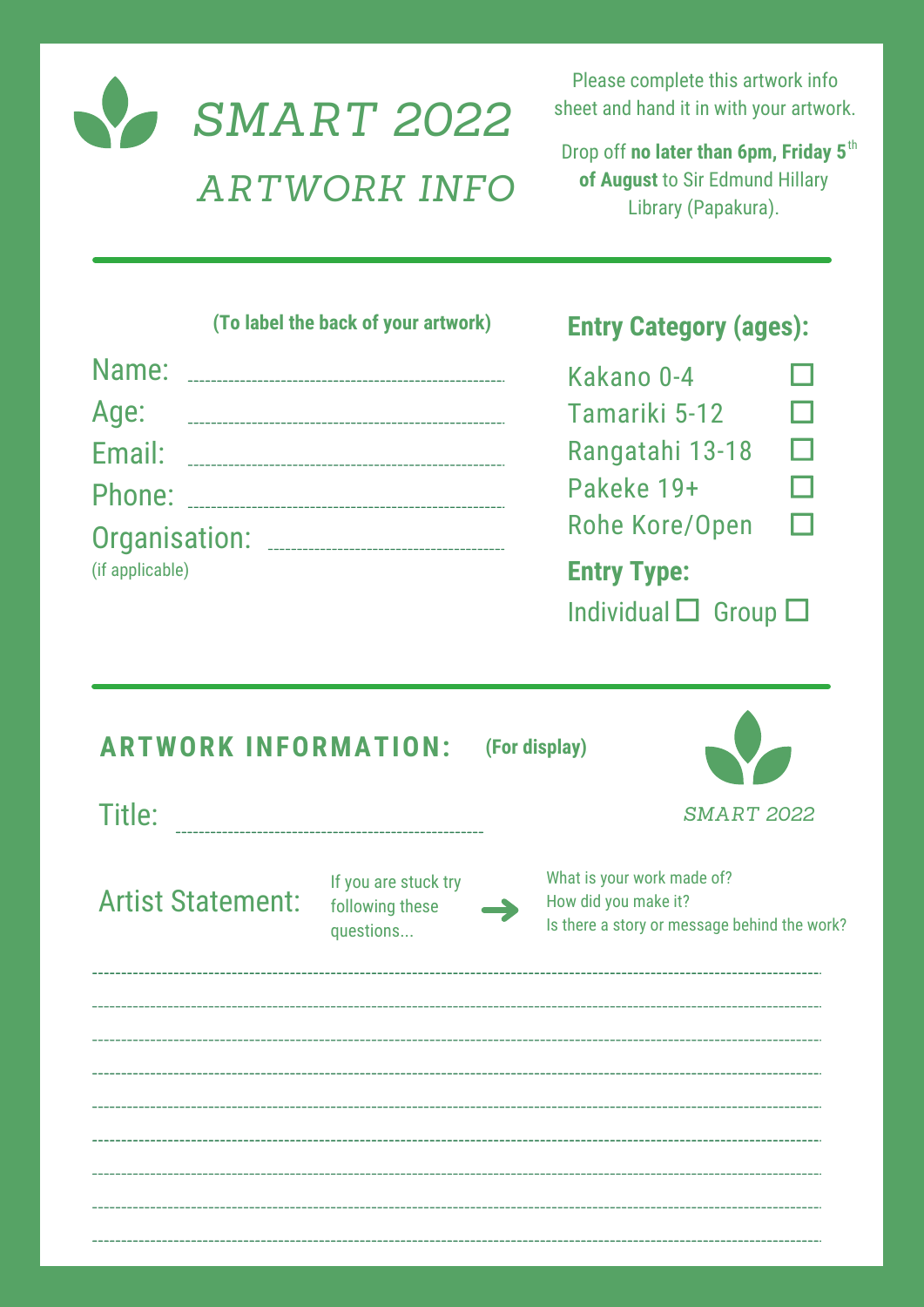# SMART 2022

## ARTWORK INFO

Please complete this artwork info sheet and hand it in with your artwork.

Drop off **no later than 6pm, Friday 5th of August** to Sir Edmund Hillary Library (Papakura).

**(To label the back of your artwork)**

Name: ______________________________

Age: ______________________________

Email: ______________________________

Phone: ______________________________

Organisation: ______________________________
(if applicable)

**Entry Category (ages):**

- Kakano 0-4 ☐
- Tamariki 5-12 ☐
- Rangatahi 13-18 ☐
- Pakeke 19+ ☐
- Rohe Kore/Open ☐

**Entry Type:**

Individual ☐ Group ☐

## ARTWORK INFORMATION: **(For display)**

SMART 2022

Title: ______________________________

Artist Statement:

If you are stuck try following these questions...

- What is your work made of?
- How did you make it?
- Is there a story or message behind the work?

______________________________________________________________________

______________________________________________________________________

______________________________________________________________________

______________________________________________________________________

______________________________________________________________________

______________________________________________________________________

______________________________________________________________________

______________________________________________________________________

______________________________________________________________________